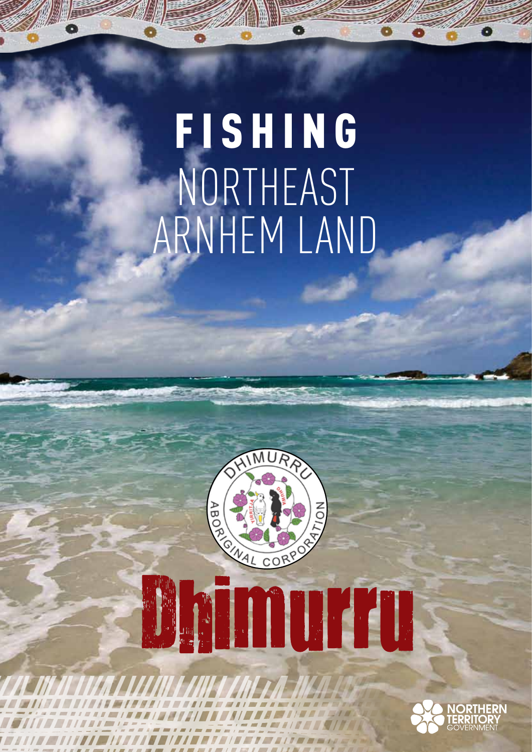# FISHING
# NORTHEAST ARNHEM LAND

DHIMURRU ABORIGINAL CORPORATION

YIRRITJA DHUWA

# Dhimurru

NORTHERN TERRITORY GOVERNMENT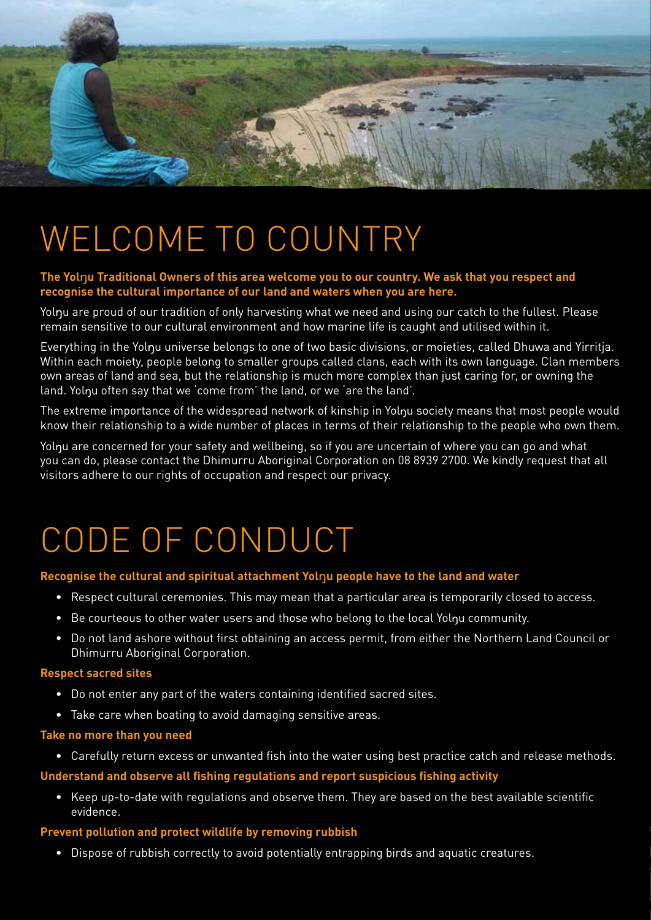# WELCOME TO COUNTRY

**The Yolŋu Traditional Owners of this area welcome you to our country. We ask that you respect and recognise the cultural importance of our land and waters when you are here.**

Yolŋu are proud of our tradition of only harvesting what we need and using our catch to the fullest. Please remain sensitive to our cultural environment and how marine life is caught and utilised within it.

Everything in the Yolŋu universe belongs to one of two basic divisions, or moieties, called Dhuwa and Yirritja. Within each moiety, people belong to smaller groups called clans, each with its own language. Clan members own areas of land and sea, but the relationship is much more complex than just caring for, or owning the land. Yolŋu often say that we 'come from' the land, or we 'are the land'.

The extreme importance of the widespread network of kinship in Yolŋu society means that most people would know their relationship to a wide number of places in terms of their relationship to the people who own them.

Yolŋu are concerned for your safety and wellbeing, so if you are uncertain of where you can go and what you can do, please contact the Dhimurru Aboriginal Corporation on 08 8939 2700. We kindly request that all visitors adhere to our rights of occupation and respect our privacy.

# CODE OF CONDUCT

**Recognise the cultural and spiritual attachment Yolŋu people have to the land and water**

- Respect cultural ceremonies. This may mean that a particular area is temporarily closed to access.
- Be courteous to other water users and those who belong to the local Yolŋu community.
- Do not land ashore without first obtaining an access permit, from either the Northern Land Council or Dhimurru Aboriginal Corporation.

**Respect sacred sites**

- Do not enter any part of the waters containing identified sacred sites.
- Take care when boating to avoid damaging sensitive areas.

**Take no more than you need**

- Carefully return excess or unwanted fish into the water using best practice catch and release methods.

**Understand and observe all fishing regulations and report suspicious fishing activity**

- Keep up-to-date with regulations and observe them. They are based on the best available scientific evidence.

**Prevent pollution and protect wildlife by removing rubbish**

- Dispose of rubbish correctly to avoid potentially entrapping birds and aquatic creatures.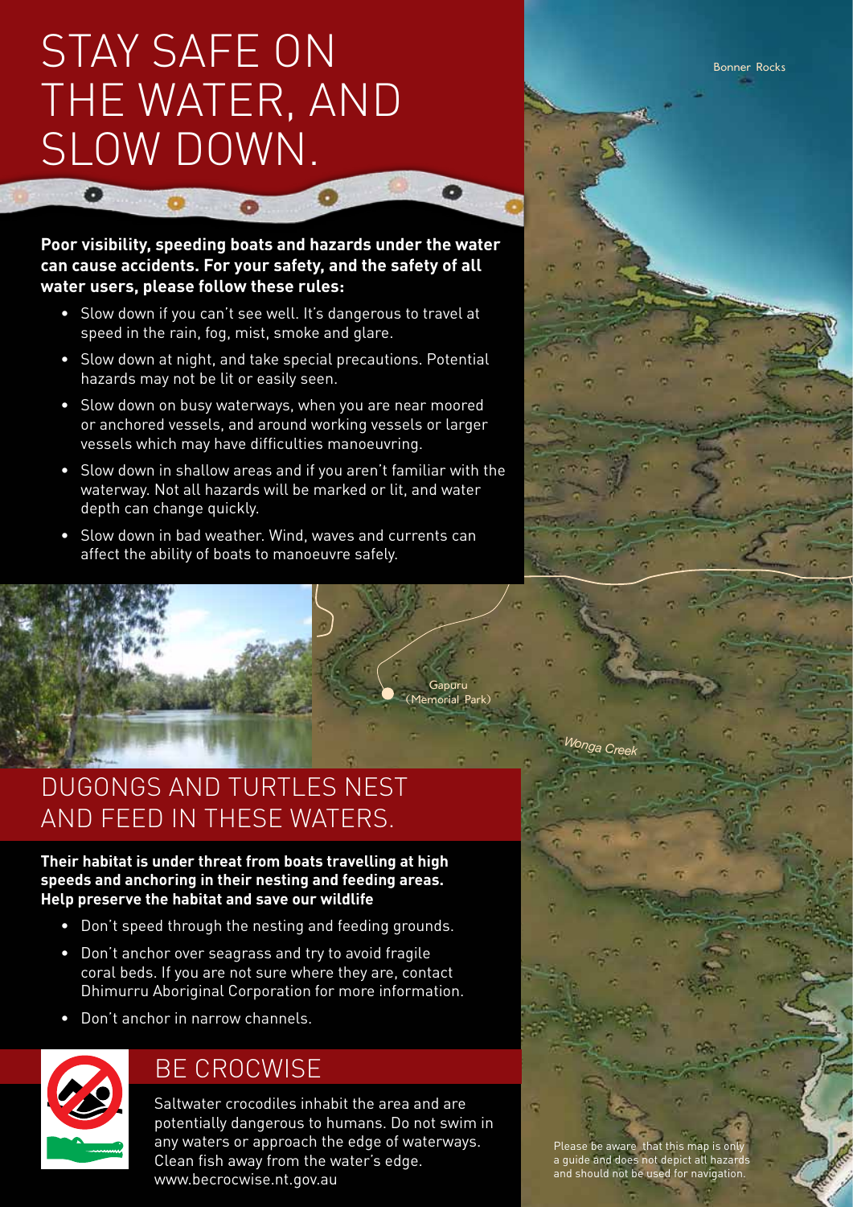# STAY SAFE ON THE WATER, AND SLOW DOWN.

**Poor visibility, speeding boats and hazards under the water can cause accidents. For your safety, and the safety of all water users, please follow these rules:**

- Slow down if you can't see well. It's dangerous to travel at speed in the rain, fog, mist, smoke and glare.
- Slow down at night, and take special precautions. Potential hazards may not be lit or easily seen.
- Slow down on busy waterways, when you are near moored or anchored vessels, and around working vessels or larger vessels which may have difficulties manoeuvring.
- Slow down in shallow areas and if you aren't familiar with the waterway. Not all hazards will be marked or lit, and water depth can change quickly.
- Slow down in bad weather. Wind, waves and currents can affect the ability of boats to manoeuvre safely.

Bonner Rocks

Gapuru (Memorial Park)

*Wonga Creek*

## DUGONGS AND TURTLES NEST AND FEED IN THESE WATERS.

**Their habitat is under threat from boats travelling at high speeds and anchoring in their nesting and feeding areas. Help preserve the habitat and save our wildlife**

- Don't speed through the nesting and feeding grounds.
- Don't anchor over seagrass and try to avoid fragile coral beds. If you are not sure where they are, contact Dhimurru Aboriginal Corporation for more information.
- Don't anchor in narrow channels.

## BE CROCWISE

Saltwater crocodiles inhabit the area and are potentially dangerous to humans. Do not swim in any waters or approach the edge of waterways. Clean fish away from the water's edge. www.becrocwise.nt.gov.au

Please be aware that this map is only a guide and does not depict all hazards and should not be used for navigation.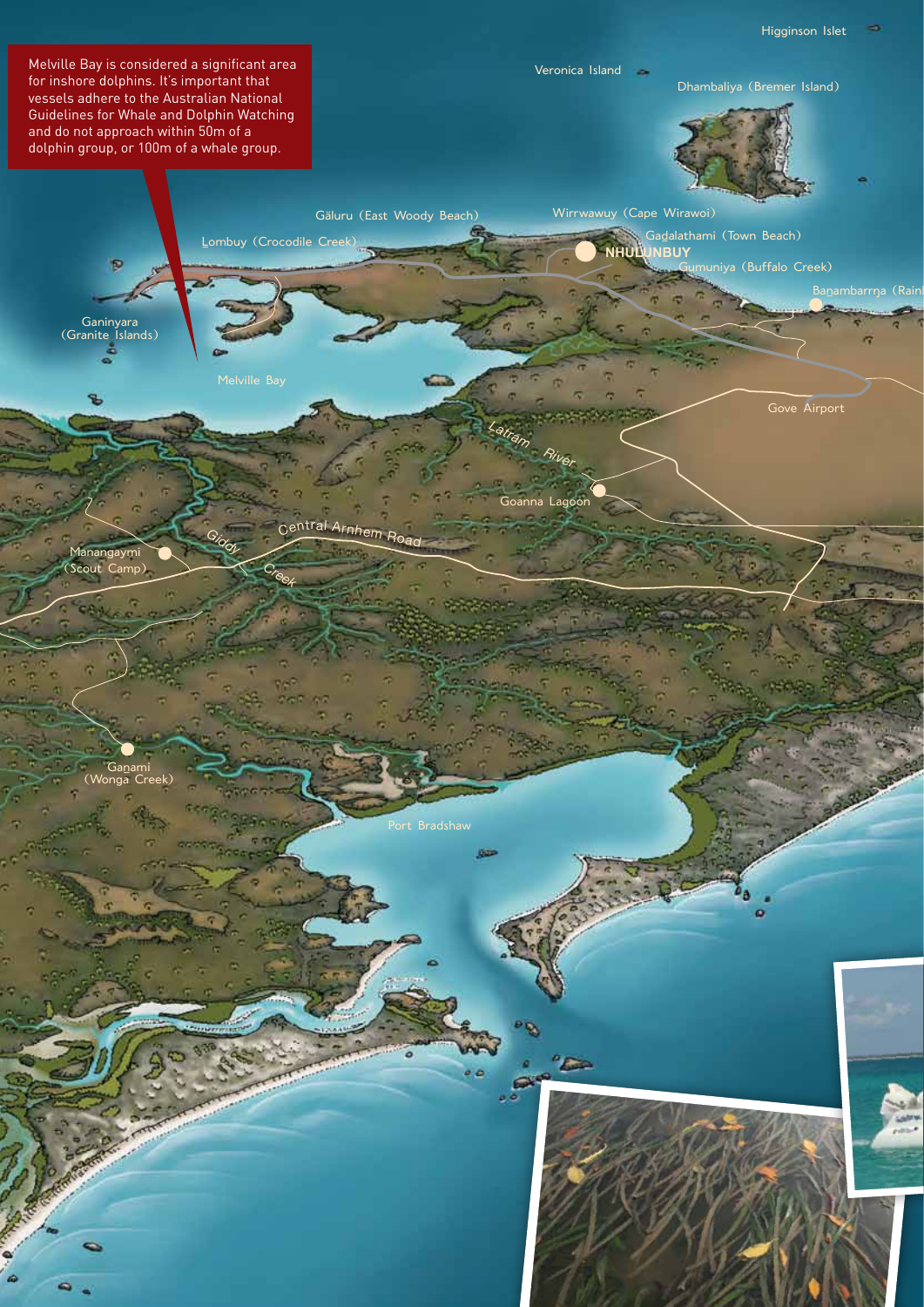Melville Bay is considered a significant area for inshore dolphins. It's important that vessels adhere to the Australian National Guidelines for Whale and Dolphin Watching and do not approach within 50m of a dolphin group, or 100m of a whale group.

Higginson Islet

Veronica Island

Dhambaliya (Bremer Island)

Gäluru (East Woody Beach)

Wirrwawuy (Cape Wirawoi)

Lombuy (Crocodile Creek)

Gadalathami (Town Beach)

NHULUNBUY

Gumuniya (Buffalo Creek)

Banambarrŋa (Rain

Ganinyara (Granite Islands)

Melville Bay

Gove Airport

Latram River

Goanna Lagoon

Central Arnhem Road

Giddy Creek

Manangaymi (Scout Camp)

Ganami (Wonga Creek)

Port Bradshaw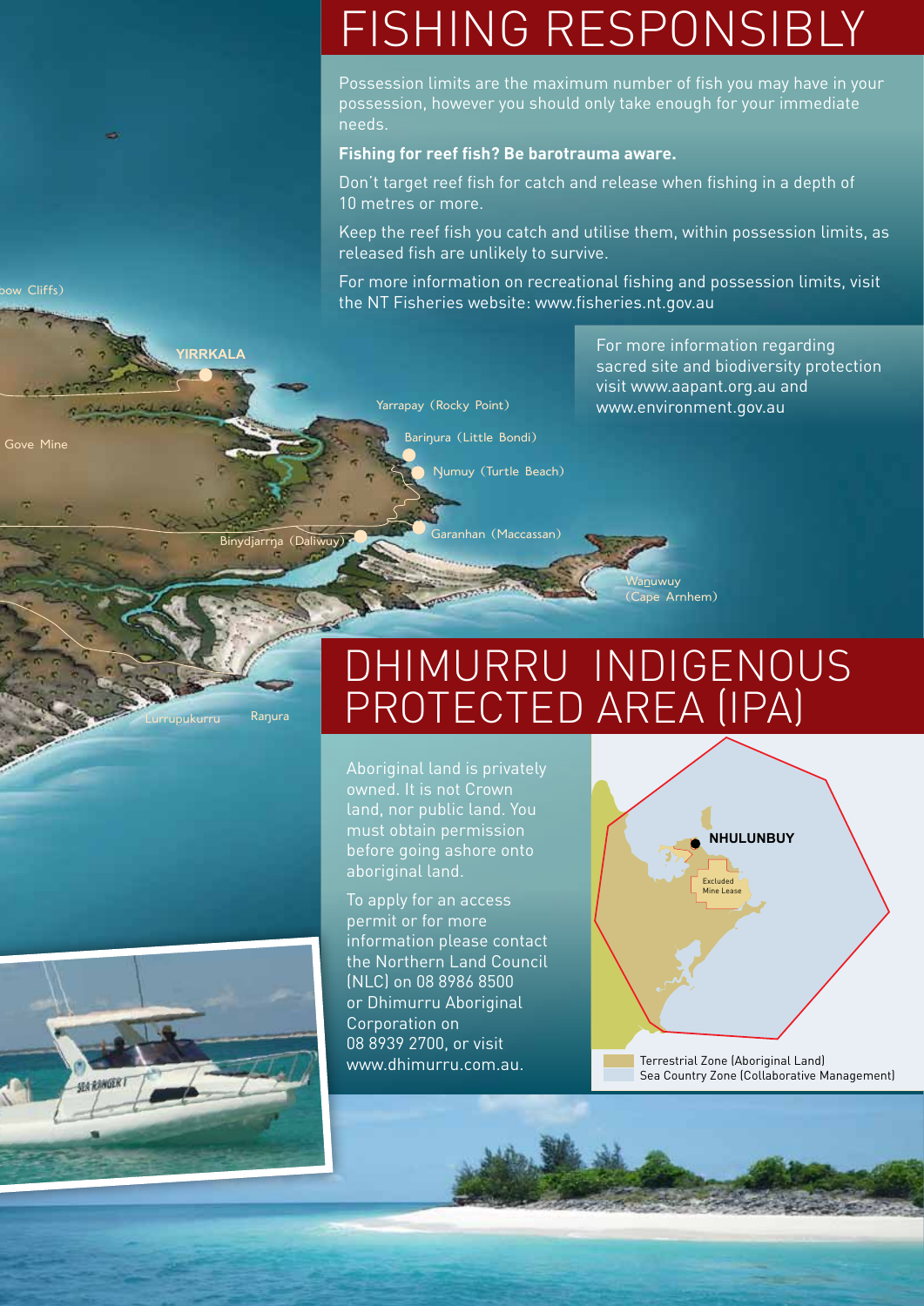# FISHING RESPONSIBLY

Possession limits are the maximum number of fish you may have in your possession, however you should only take enough for your immediate needs.

**Fishing for reef fish? Be barotrauma aware.**

Don't target reef fish for catch and release when fishing in a depth of 10 metres or more.

Keep the reef fish you catch and utilise them, within possession limits, as released fish are unlikely to survive.

For more information on recreational fishing and possession limits, visit the NT Fisheries website: www.fisheries.nt.gov.au

For more information regarding sacred site and biodiversity protection visit www.aapant.org.au and www.environment.gov.au

YIRRKALA

Gove Mine

Yarrapay (Rocky Point)

Bariŋura (Little Bondi)

Ŋumuy (Turtle Beach)

Garanhan (Maccassan)

Binydjarrŋa (Daliwuy)

Wanuwuy (Cape Arnhem)

Lurrupukurru

Raŋura

# DHIMURRU INDIGENOUS PROTECTED AREA (IPA)

Aboriginal land is privately owned. It is not Crown land, nor public land. You must obtain permission before going ashore onto aboriginal land.

To apply for an access permit or for more information please contact the Northern Land Council (NLC) on 08 8986 8500 or Dhimurru Aboriginal Corporation on 08 8939 2700, or visit www.dhimurru.com.au.

NHULUNBUY

Excluded Mine Lease

Terrestrial Zone (Aboriginal Land)

Sea Country Zone (Collaborative Management)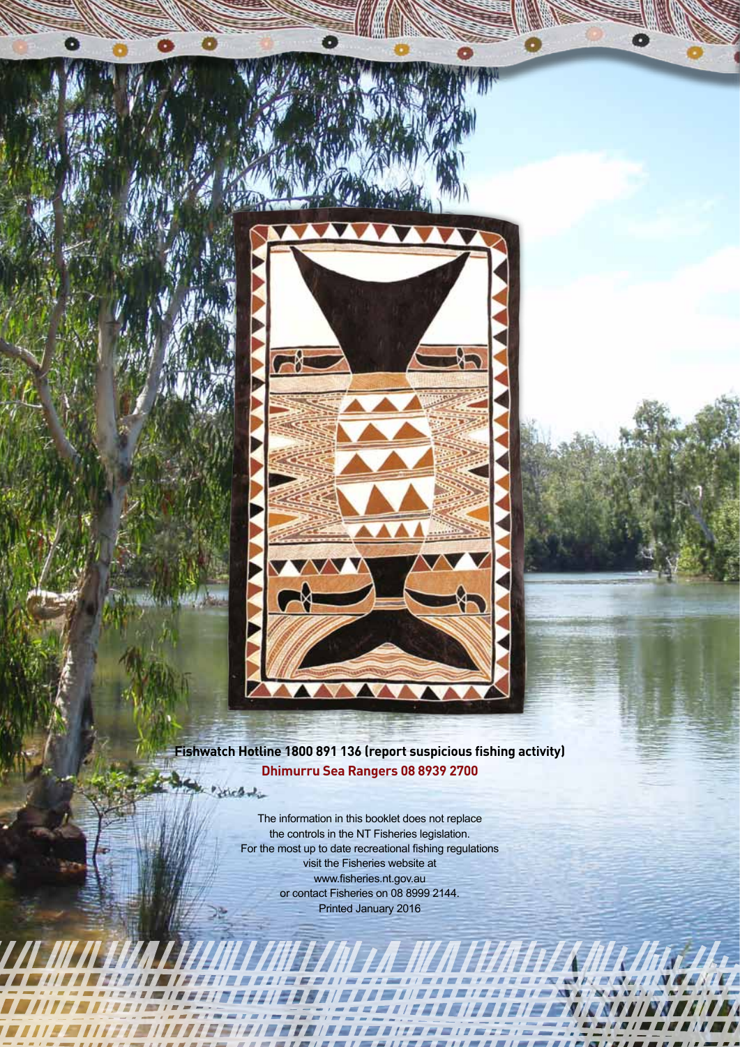**Fishwatch Hotline 1800 891 136 (report suspicious fishing activity)**

**Dhimurru Sea Rangers 08 8939 2700**

The information in this booklet does not replace the controls in the NT Fisheries legislation. For the most up to date recreational fishing regulations visit the Fisheries website at www.fisheries.nt.gov.au or contact Fisheries on 08 8999 2144. Printed January 2016